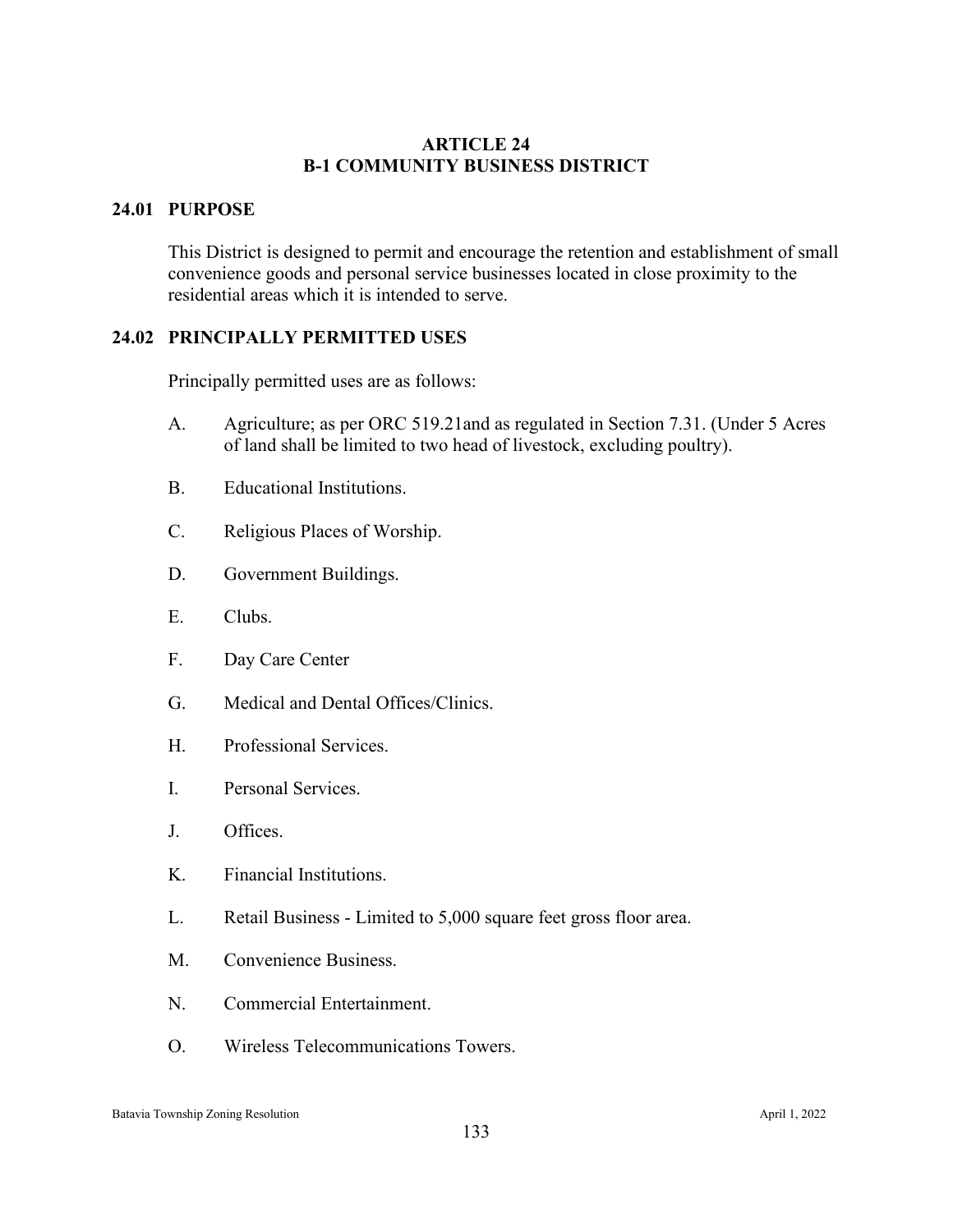# ARTICLE 24
# B-1 COMMUNITY BUSINESS DISTRICT

## 24.01 PURPOSE

This District is designed to permit and encourage the retention and establishment of small convenience goods and personal service businesses located in close proximity to the residential areas which it is intended to serve.

## 24.02 PRINCIPALLY PERMITTED USES

Principally permitted uses are as follows:

A. Agriculture; as per ORC 519.21and as regulated in Section 7.31. (Under 5 Acres of land shall be limited to two head of livestock, excluding poultry).

B. Educational Institutions.

C. Religious Places of Worship.

D. Government Buildings.

E. Clubs.

F. Day Care Center

G. Medical and Dental Offices/Clinics.

H. Professional Services.

I. Personal Services.

J. Offices.

K. Financial Institutions.

L. Retail Business - Limited to 5,000 square feet gross floor area.

M. Convenience Business.

N. Commercial Entertainment.

O. Wireless Telecommunications Towers.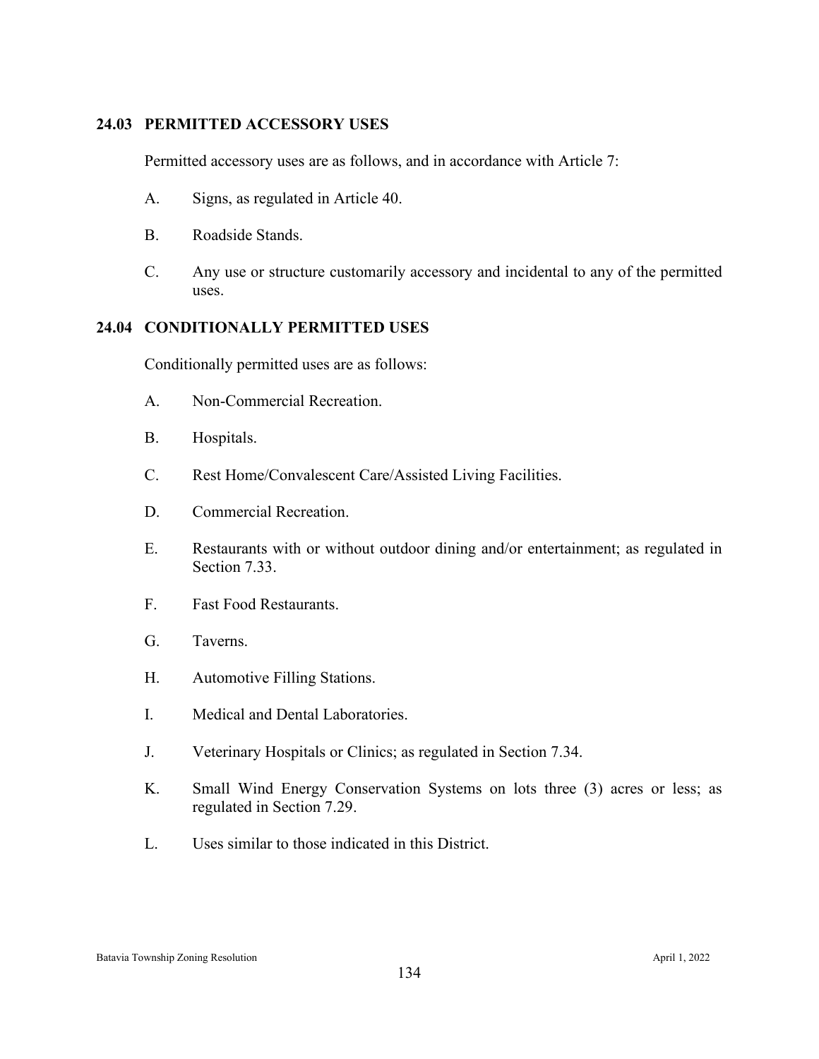## 24.03 PERMITTED ACCESSORY USES

Permitted accessory uses are as follows, and in accordance with Article 7:

A. Signs, as regulated in Article 40.

B. Roadside Stands.

C. Any use or structure customarily accessory and incidental to any of the permitted uses.

## 24.04 CONDITIONALLY PERMITTED USES

Conditionally permitted uses are as follows:

A. Non-Commercial Recreation.

B. Hospitals.

C. Rest Home/Convalescent Care/Assisted Living Facilities.

D. Commercial Recreation.

E. Restaurants with or without outdoor dining and/or entertainment; as regulated in Section 7.33.

F. Fast Food Restaurants.

G. Taverns.

H. Automotive Filling Stations.

I. Medical and Dental Laboratories.

J. Veterinary Hospitals or Clinics; as regulated in Section 7.34.

K. Small Wind Energy Conservation Systems on lots three (3) acres or less; as regulated in Section 7.29.

L. Uses similar to those indicated in this District.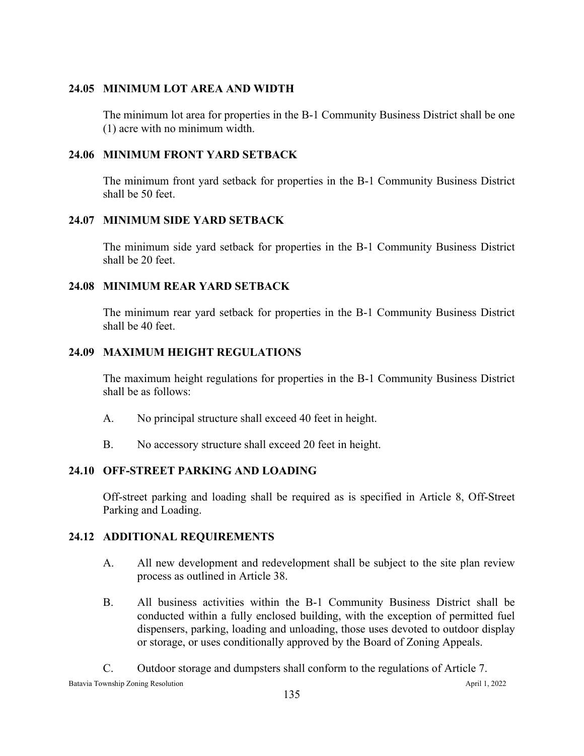## 24.05 MINIMUM LOT AREA AND WIDTH

The minimum lot area for properties in the B-1 Community Business District shall be one (1) acre with no minimum width.

## 24.06 MINIMUM FRONT YARD SETBACK

The minimum front yard setback for properties in the B-1 Community Business District shall be 50 feet.

## 24.07 MINIMUM SIDE YARD SETBACK

The minimum side yard setback for properties in the B-1 Community Business District shall be 20 feet.

## 24.08 MINIMUM REAR YARD SETBACK

The minimum rear yard setback for properties in the B-1 Community Business District shall be 40 feet.

## 24.09 MAXIMUM HEIGHT REGULATIONS

The maximum height regulations for properties in the B-1 Community Business District shall be as follows:

A. No principal structure shall exceed 40 feet in height.

B. No accessory structure shall exceed 20 feet in height.

## 24.10 OFF-STREET PARKING AND LOADING

Off-street parking and loading shall be required as is specified in Article 8, Off-Street Parking and Loading.

## 24.12 ADDITIONAL REQUIREMENTS

A. All new development and redevelopment shall be subject to the site plan review process as outlined in Article 38.

B. All business activities within the B-1 Community Business District shall be conducted within a fully enclosed building, with the exception of permitted fuel dispensers, parking, loading and unloading, those uses devoted to outdoor display or storage, or uses conditionally approved by the Board of Zoning Appeals.

C. Outdoor storage and dumpsters shall conform to the regulations of Article 7.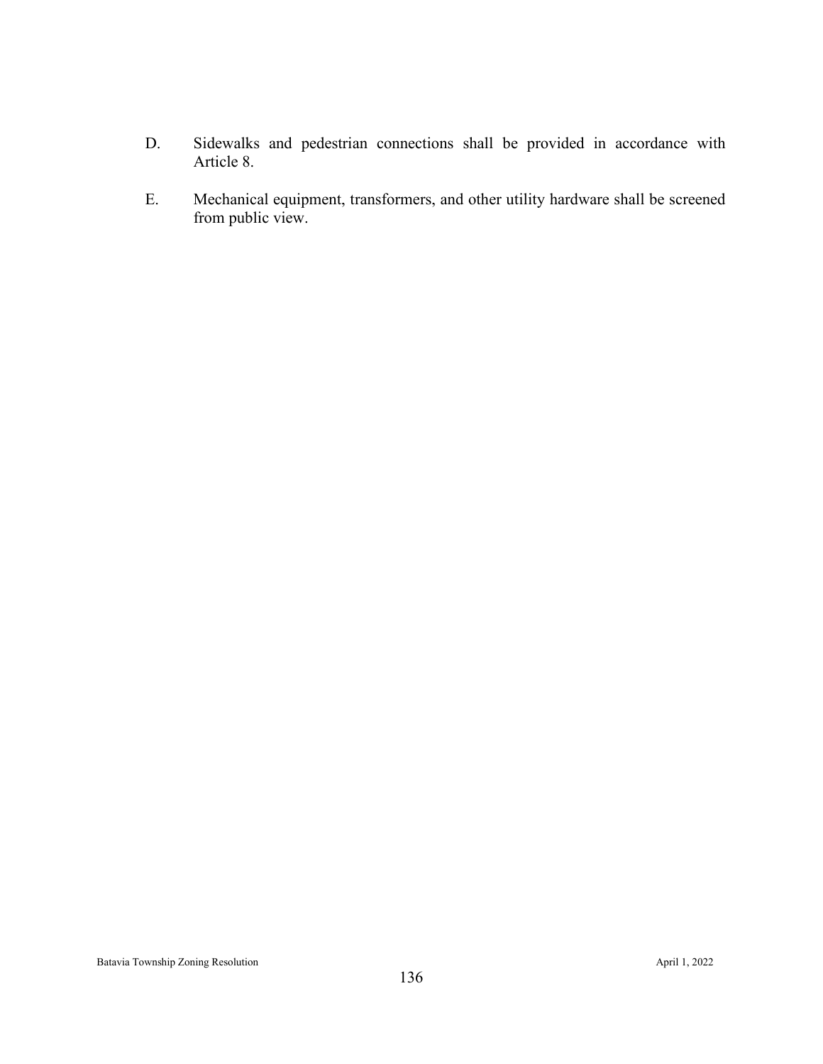D. Sidewalks and pedestrian connections shall be provided in accordance with Article 8.

E. Mechanical equipment, transformers, and other utility hardware shall be screened from public view.